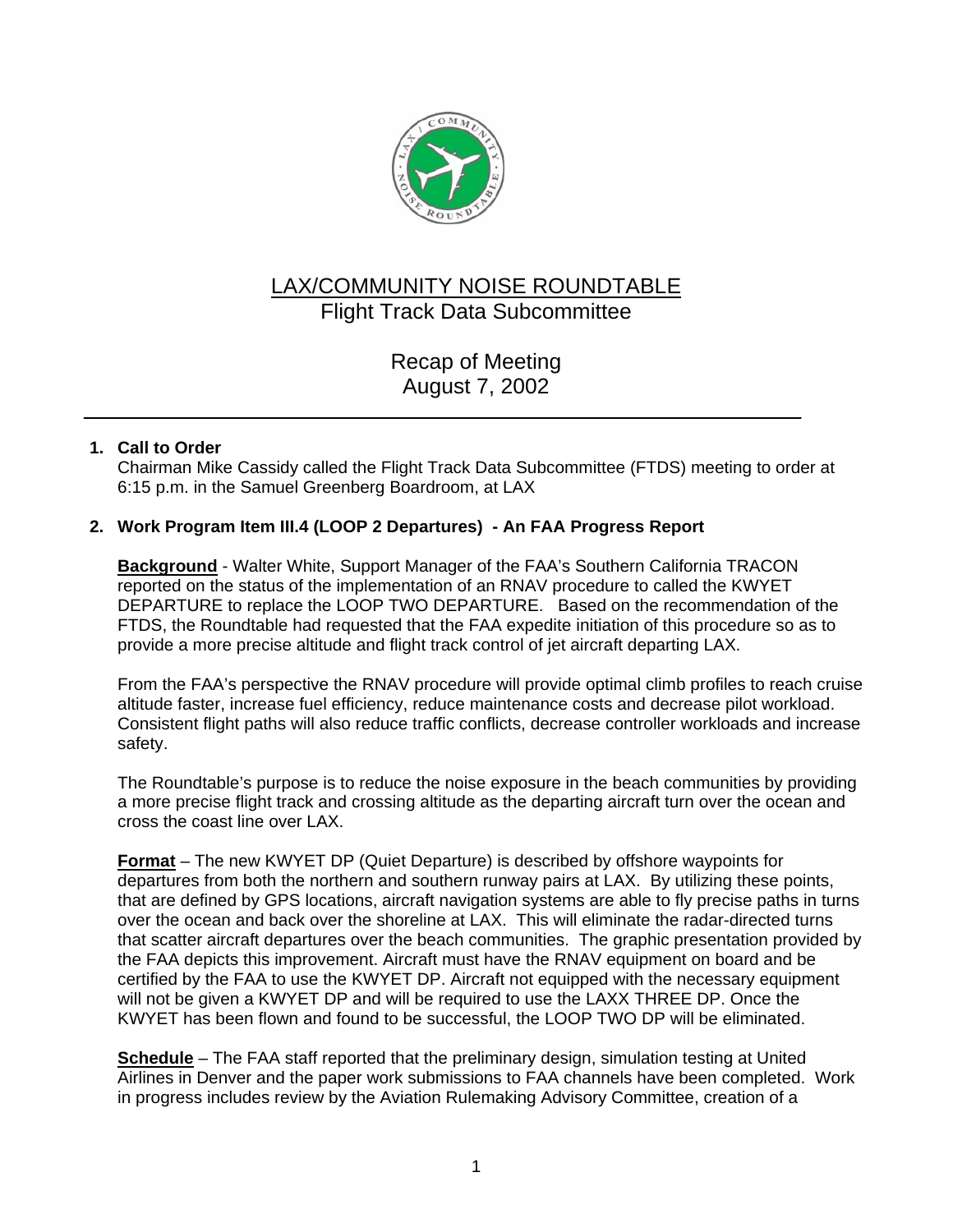# LAX/COMMUNITY NOISE ROUNDTABLE

## Flight Track Data Subcommittee

### Recap of Meeting
### August 7, 2002

**1. Call to Order**

Chairman Mike Cassidy called the Flight Track Data Subcommittee (FTDS) meeting to order at 6:15 p.m. in the Samuel Greenberg Boardroom, at LAX

**2. Work Program Item III.4 (LOOP 2 Departures) - An FAA Progress Report**

**Background** - Walter White, Support Manager of the FAA's Southern California TRACON reported on the status of the implementation of an RNAV procedure to called the KWYET DEPARTURE to replace the LOOP TWO DEPARTURE. Based on the recommendation of the FTDS, the Roundtable had requested that the FAA expedite initiation of this procedure so as to provide a more precise altitude and flight track control of jet aircraft departing LAX.

From the FAA's perspective the RNAV procedure will provide optimal climb profiles to reach cruise altitude faster, increase fuel efficiency, reduce maintenance costs and decrease pilot workload. Consistent flight paths will also reduce traffic conflicts, decrease controller workloads and increase safety.

The Roundtable's purpose is to reduce the noise exposure in the beach communities by providing a more precise flight track and crossing altitude as the departing aircraft turn over the ocean and cross the coast line over LAX.

**Format** – The new KWYET DP (Quiet Departure) is described by offshore waypoints for departures from both the northern and southern runway pairs at LAX. By utilizing these points, that are defined by GPS locations, aircraft navigation systems are able to fly precise paths in turns over the ocean and back over the shoreline at LAX. This will eliminate the radar-directed turns that scatter aircraft departures over the beach communities. The graphic presentation provided by the FAA depicts this improvement. Aircraft must have the RNAV equipment on board and be certified by the FAA to use the KWYET DP. Aircraft not equipped with the necessary equipment will not be given a KWYET DP and will be required to use the LAXX THREE DP. Once the KWYET has been flown and found to be successful, the LOOP TWO DP will be eliminated.

**Schedule** – The FAA staff reported that the preliminary design, simulation testing at United Airlines in Denver and the paper work submissions to FAA channels have been completed. Work in progress includes review by the Aviation Rulemaking Advisory Committee, creation of a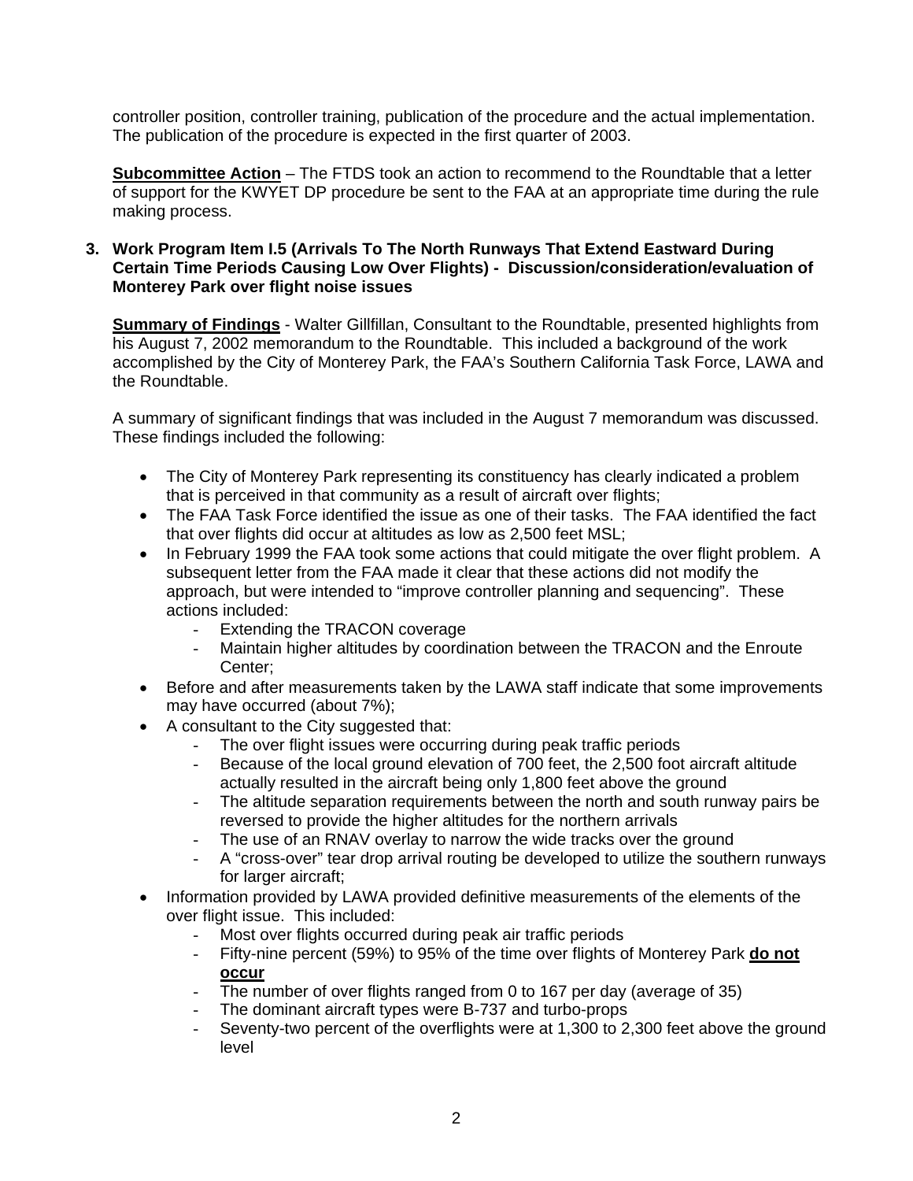controller position, controller training, publication of the procedure and the actual implementation. The publication of the procedure is expected in the first quarter of 2003.

**Subcommittee Action** – The FTDS took an action to recommend to the Roundtable that a letter of support for the KWYET DP procedure be sent to the FAA at an appropriate time during the rule making process.

**3. Work Program Item I.5 (Arrivals To The North Runways That Extend Eastward During Certain Time Periods Causing Low Over Flights) - Discussion/consideration/evaluation of Monterey Park over flight noise issues**

**Summary of Findings** - Walter Gillfillan, Consultant to the Roundtable, presented highlights from his August 7, 2002 memorandum to the Roundtable. This included a background of the work accomplished by the City of Monterey Park, the FAA's Southern California Task Force, LAWA and the Roundtable.

A summary of significant findings that was included in the August 7 memorandum was discussed. These findings included the following:

- The City of Monterey Park representing its constituency has clearly indicated a problem that is perceived in that community as a result of aircraft over flights;
- The FAA Task Force identified the issue as one of their tasks. The FAA identified the fact that over flights did occur at altitudes as low as 2,500 feet MSL;
- In February 1999 the FAA took some actions that could mitigate the over flight problem. A subsequent letter from the FAA made it clear that these actions did not modify the approach, but were intended to "improve controller planning and sequencing". These actions included:
  - Extending the TRACON coverage
  - Maintain higher altitudes by coordination between the TRACON and the Enroute Center;
- Before and after measurements taken by the LAWA staff indicate that some improvements may have occurred (about 7%);
- A consultant to the City suggested that:
  - The over flight issues were occurring during peak traffic periods
  - Because of the local ground elevation of 700 feet, the 2,500 foot aircraft altitude actually resulted in the aircraft being only 1,800 feet above the ground
  - The altitude separation requirements between the north and south runway pairs be reversed to provide the higher altitudes for the northern arrivals
  - The use of an RNAV overlay to narrow the wide tracks over the ground
  - A "cross-over" tear drop arrival routing be developed to utilize the southern runways for larger aircraft;
- Information provided by LAWA provided definitive measurements of the elements of the over flight issue. This included:
  - Most over flights occurred during peak air traffic periods
  - Fifty-nine percent (59%) to 95% of the time over flights of Monterey Park **do not occur**
  - The number of over flights ranged from 0 to 167 per day (average of 35)
  - The dominant aircraft types were B-737 and turbo-props
  - Seventy-two percent of the overflights were at 1,300 to 2,300 feet above the ground level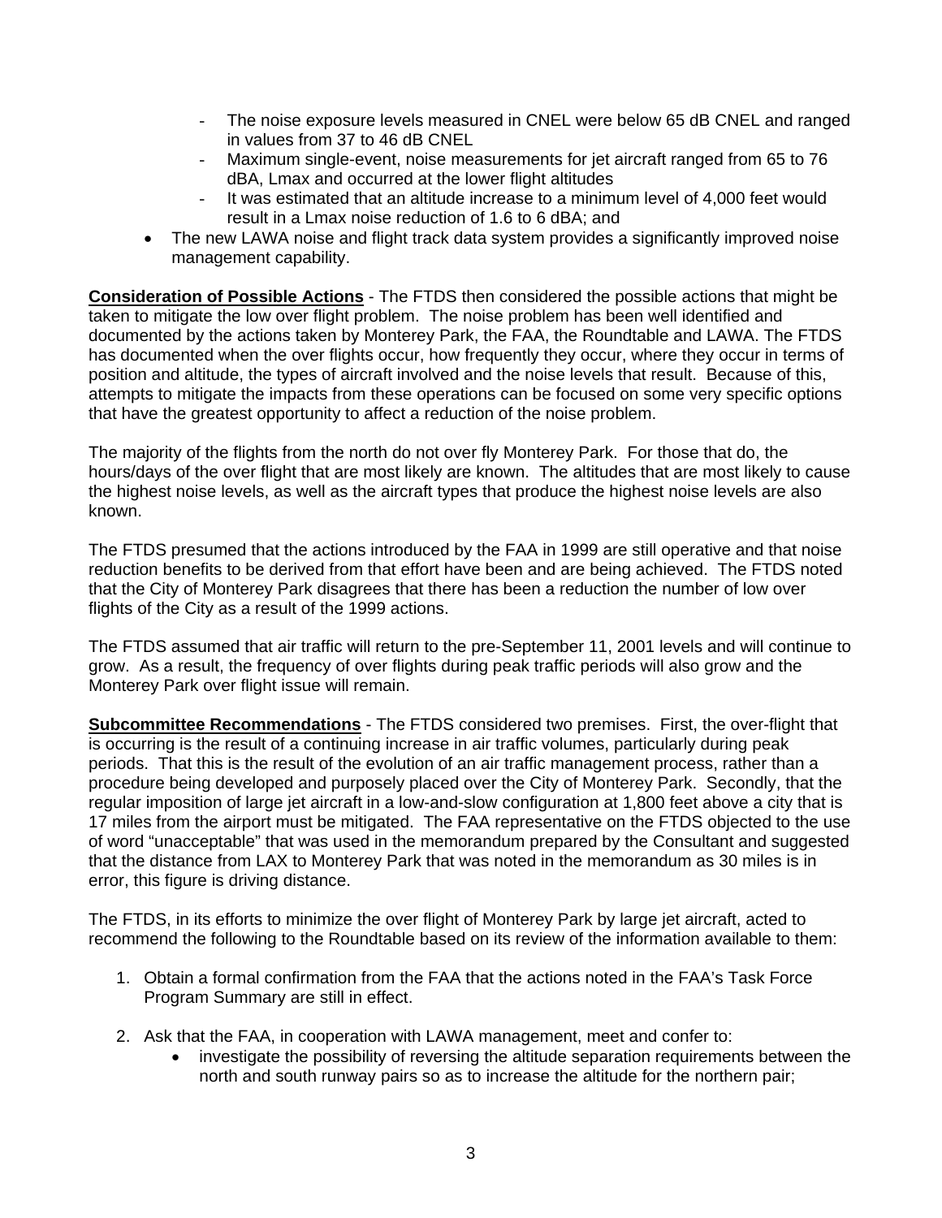- The noise exposure levels measured in CNEL were below 65 dB CNEL and ranged in values from 37 to 46 dB CNEL
  - Maximum single-event, noise measurements for jet aircraft ranged from 65 to 76 dBA, Lmax and occurred at the lower flight altitudes
  - It was estimated that an altitude increase to a minimum level of 4,000 feet would result in a Lmax noise reduction of 1.6 to 6 dBA; and
- The new LAWA noise and flight track data system provides a significantly improved noise management capability.

**Consideration of Possible Actions** - The FTDS then considered the possible actions that might be taken to mitigate the low over flight problem. The noise problem has been well identified and documented by the actions taken by Monterey Park, the FAA, the Roundtable and LAWA. The FTDS has documented when the over flights occur, how frequently they occur, where they occur in terms of position and altitude, the types of aircraft involved and the noise levels that result. Because of this, attempts to mitigate the impacts from these operations can be focused on some very specific options that have the greatest opportunity to affect a reduction of the noise problem.

The majority of the flights from the north do not over fly Monterey Park. For those that do, the hours/days of the over flight that are most likely are known. The altitudes that are most likely to cause the highest noise levels, as well as the aircraft types that produce the highest noise levels are also known.

The FTDS presumed that the actions introduced by the FAA in 1999 are still operative and that noise reduction benefits to be derived from that effort have been and are being achieved. The FTDS noted that the City of Monterey Park disagrees that there has been a reduction the number of low over flights of the City as a result of the 1999 actions.

The FTDS assumed that air traffic will return to the pre-September 11, 2001 levels and will continue to grow. As a result, the frequency of over flights during peak traffic periods will also grow and the Monterey Park over flight issue will remain.

**Subcommittee Recommendations** - The FTDS considered two premises. First, the over-flight that is occurring is the result of a continuing increase in air traffic volumes, particularly during peak periods. That this is the result of the evolution of an air traffic management process, rather than a procedure being developed and purposely placed over the City of Monterey Park. Secondly, that the regular imposition of large jet aircraft in a low-and-slow configuration at 1,800 feet above a city that is 17 miles from the airport must be mitigated. The FAA representative on the FTDS objected to the use of word "unacceptable" that was used in the memorandum prepared by the Consultant and suggested that the distance from LAX to Monterey Park that was noted in the memorandum as 30 miles is in error, this figure is driving distance.

The FTDS, in its efforts to minimize the over flight of Monterey Park by large jet aircraft, acted to recommend the following to the Roundtable based on its review of the information available to them:

1. Obtain a formal confirmation from the FAA that the actions noted in the FAA's Task Force Program Summary are still in effect.

2. Ask that the FAA, in cooperation with LAWA management, meet and confer to:
   - investigate the possibility of reversing the altitude separation requirements between the north and south runway pairs so as to increase the altitude for the northern pair;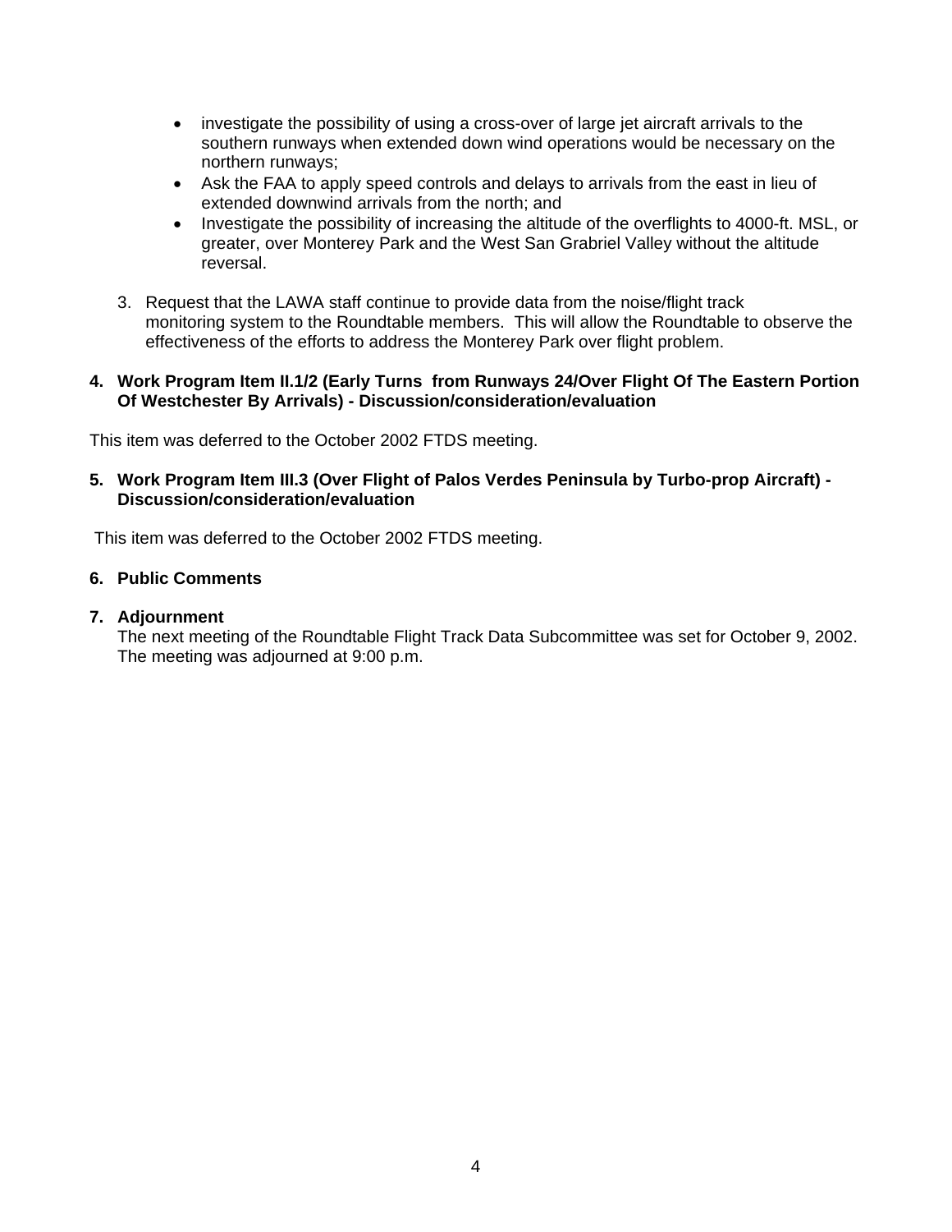- investigate the possibility of using a cross-over of large jet aircraft arrivals to the southern runways when extended down wind operations would be necessary on the northern runways;
- Ask the FAA to apply speed controls and delays to arrivals from the east in lieu of extended downwind arrivals from the north; and
- Investigate the possibility of increasing the altitude of the overflights to 4000-ft. MSL, or greater, over Monterey Park and the West San Grabriel Valley without the altitude reversal.

3. Request that the LAWA staff continue to provide data from the noise/flight track monitoring system to the Roundtable members. This will allow the Roundtable to observe the effectiveness of the efforts to address the Monterey Park over flight problem.

**4. Work Program Item II.1/2 (Early Turns from Runways 24/Over Flight Of The Eastern Portion Of Westchester By Arrivals) - Discussion/consideration/evaluation**

This item was deferred to the October 2002 FTDS meeting.

**5. Work Program Item III.3 (Over Flight of Palos Verdes Peninsula by Turbo-prop Aircraft) - Discussion/consideration/evaluation**

This item was deferred to the October 2002 FTDS meeting.

**6. Public Comments**

**7. Adjournment**

The next meeting of the Roundtable Flight Track Data Subcommittee was set for October 9, 2002. The meeting was adjourned at 9:00 p.m.